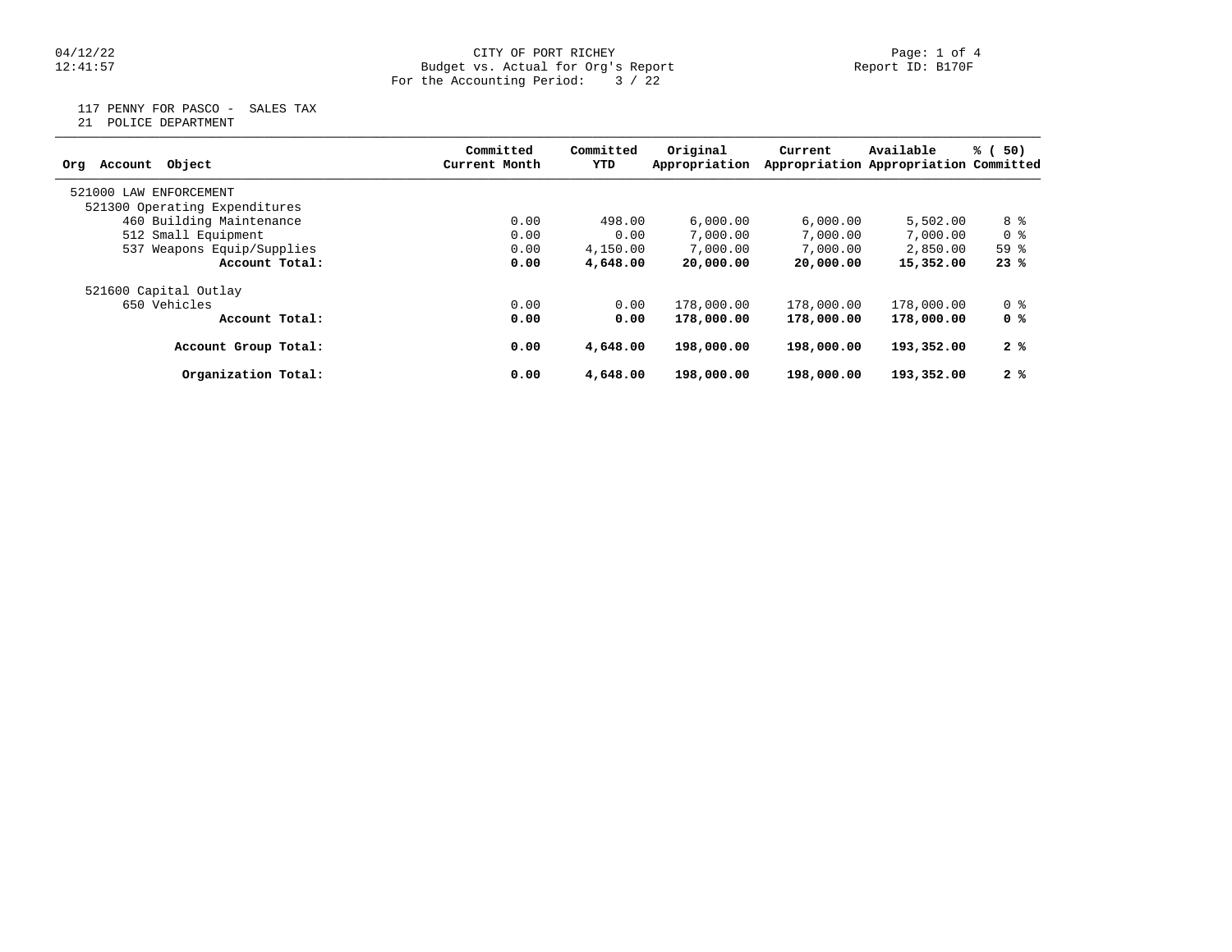CITY OF PORT RICHEY
Budget vs. Actual for Org's Report
For the Accounting Period: 3 / 22

117 PENNY FOR PASCO - SALES TAX
21 POLICE DEPARTMENT

| Org Account Object | Committed Current Month | Committed YTD | Original Appropriation | Current Appropriation | Available Appropriation | % ( 50) Committed |
|---|---|---|---|---|---|---|
| 521000 LAW ENFORCEMENT | | | | | | |
| 521300 Operating Expenditures | | | | | | |
| 460 Building Maintenance | 0.00 | 498.00 | 6,000.00 | 6,000.00 | 5,502.00 | 8 % |
| 512 Small Equipment | 0.00 | 0.00 | 7,000.00 | 7,000.00 | 7,000.00 | 0 % |
| 537 Weapons Equip/Supplies | 0.00 | 4,150.00 | 7,000.00 | 7,000.00 | 2,850.00 | 59 % |
| **Account Total:** | **0.00** | **4,648.00** | **20,000.00** | **20,000.00** | **15,352.00** | **23 %** |
| 521600 Capital Outlay | | | | | | |
| 650 Vehicles | 0.00 | 0.00 | 178,000.00 | 178,000.00 | 178,000.00 | 0 % |
| **Account Total:** | **0.00** | **0.00** | **178,000.00** | **178,000.00** | **178,000.00** | **0 %** |
| **Account Group Total:** | **0.00** | **4,648.00** | **198,000.00** | **198,000.00** | **193,352.00** | **2 %** |
| **Organization Total:** | **0.00** | **4,648.00** | **198,000.00** | **198,000.00** | **193,352.00** | **2 %** |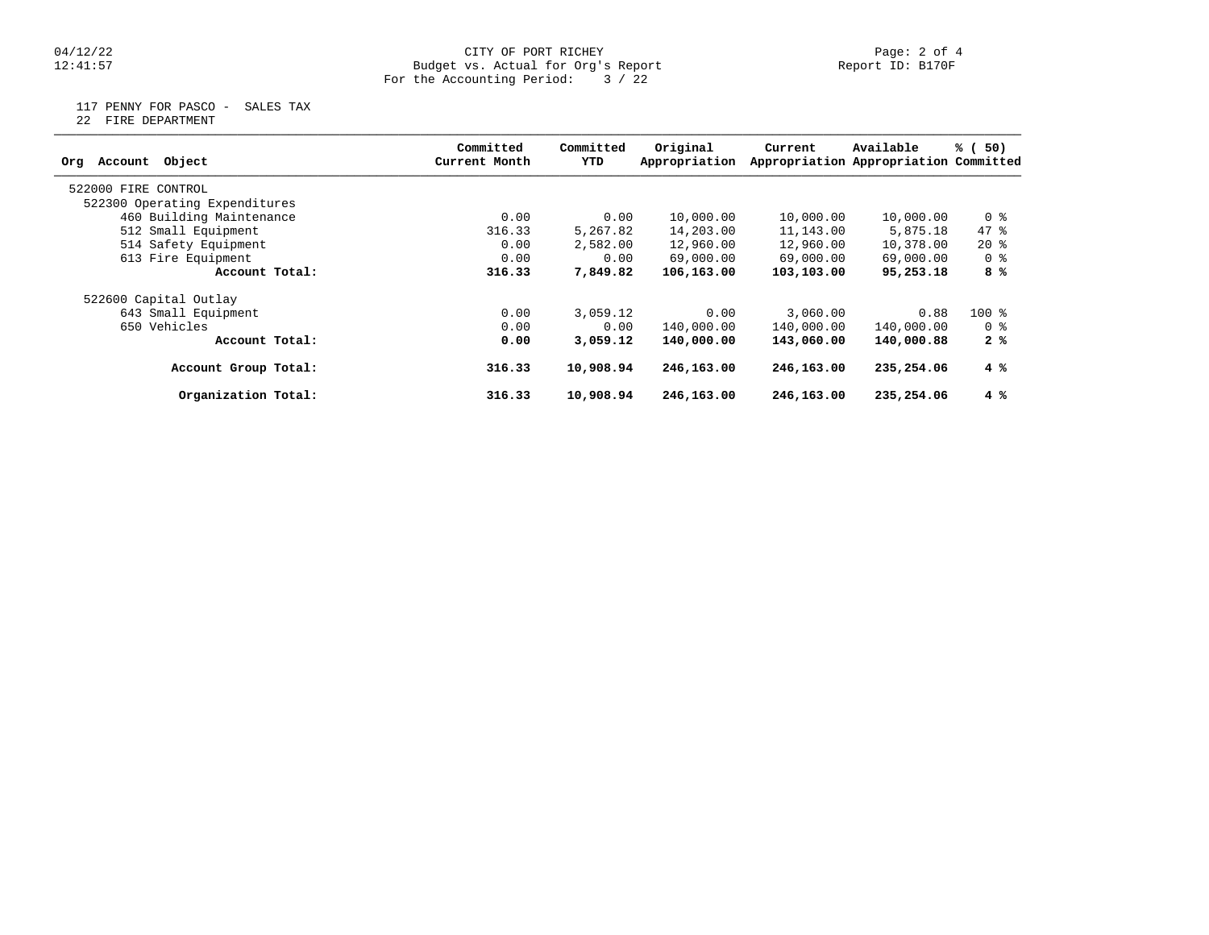CITY OF PORT RICHEY

Budget vs. Actual for Org's Report

For the Accounting Period: 3 / 22

04/12/22
12:41:57

Report ID: B170F

117 PENNY FOR PASCO - SALES TAX
22 FIRE DEPARTMENT

| Org Account Object | Committed Current Month | Committed YTD | Original Appropriation | Current Appropriation | Available Appropriation | % ( 50) Committed |
|---|---|---|---|---|---|---|
| 522000 FIRE CONTROL | | | | | | |
| 522300 Operating Expenditures | | | | | | |
| 460 Building Maintenance | 0.00 | 0.00 | 10,000.00 | 10,000.00 | 10,000.00 | 0 % |
| 512 Small Equipment | 316.33 | 5,267.82 | 14,203.00 | 11,143.00 | 5,875.18 | 47 % |
| 514 Safety Equipment | 0.00 | 2,582.00 | 12,960.00 | 12,960.00 | 10,378.00 | 20 % |
| 613 Fire Equipment | 0.00 | 0.00 | 69,000.00 | 69,000.00 | 69,000.00 | 0 % |
| **Account Total:** | **316.33** | **7,849.82** | **106,163.00** | **103,103.00** | **95,253.18** | **8 %** |
| 522600 Capital Outlay | | | | | | |
| 643 Small Equipment | 0.00 | 3,059.12 | 0.00 | 3,060.00 | 0.88 | 100 % |
| 650 Vehicles | 0.00 | 0.00 | 140,000.00 | 140,000.00 | 140,000.00 | 0 % |
| **Account Total:** | **0.00** | **3,059.12** | **140,000.00** | **143,060.00** | **140,000.88** | **2 %** |
| **Account Group Total:** | **316.33** | **10,908.94** | **246,163.00** | **246,163.00** | **235,254.06** | **4 %** |
| **Organization Total:** | **316.33** | **10,908.94** | **246,163.00** | **246,163.00** | **235,254.06** | **4 %** |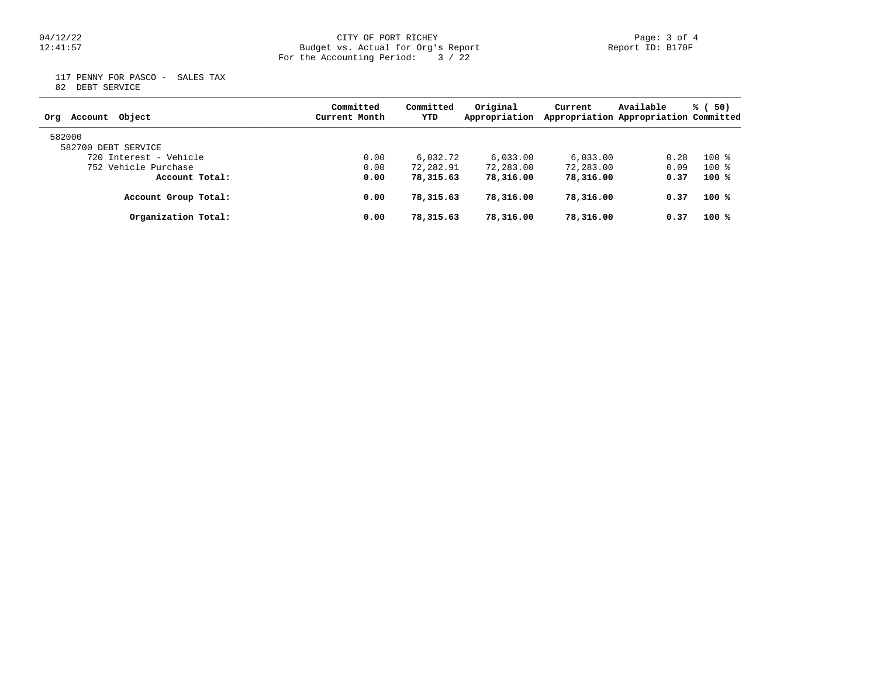CITY OF PORT RICHEY
Budget vs. Actual for Org's Report
For the Accounting Period: 3 / 22

117 PENNY FOR PASCO - SALES TAX
82 DEBT SERVICE

| Org Account Object | Committed Current Month | Committed YTD | Original Appropriation | Current Appropriation | Available Appropriation | % ( 50) Committed |
|---|---|---|---|---|---|---|
| 582000 | | | | | | |
| 582700 DEBT SERVICE | | | | | | |
| 720 Interest - Vehicle | 0.00 | 6,032.72 | 6,033.00 | 6,033.00 | 0.28 | 100 % |
| 752 Vehicle Purchase | 0.00 | 72,282.91 | 72,283.00 | 72,283.00 | 0.09 | 100 % |
| **Account Total:** | **0.00** | **78,315.63** | **78,316.00** | **78,316.00** | **0.37** | **100 %** |
| **Account Group Total:** | **0.00** | **78,315.63** | **78,316.00** | **78,316.00** | **0.37** | **100 %** |
| **Organization Total:** | **0.00** | **78,315.63** | **78,316.00** | **78,316.00** | **0.37** | **100 %** |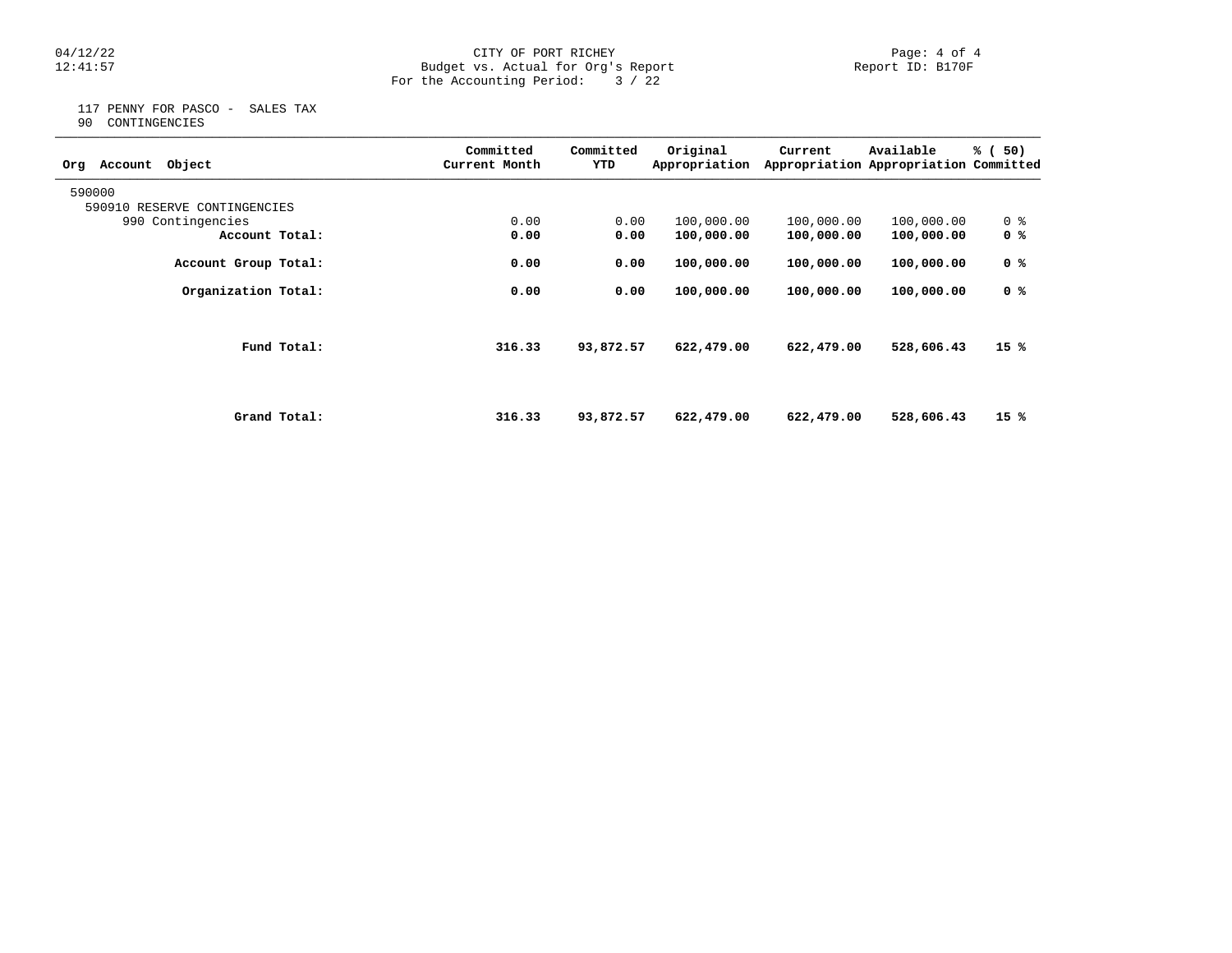CITY OF PORT RICHEY
Budget vs. Actual for Org's Report
For the Accounting Period: 3 / 22

117 PENNY FOR PASCO - SALES TAX
90 CONTINGENCIES

| Org Account Object | Committed Current Month | Committed YTD | Original Appropriation | Current Appropriation | Available Appropriation | % ( 50) Committed |
|---|---|---|---|---|---|---|
| 590000 | | | | | | |
| 590910 RESERVE CONTINGENCIES | | | | | | |
| 990 Contingencies | 0.00 | 0.00 | 100,000.00 | 100,000.00 | 100,000.00 | 0 % |
| **Account Total:** | **0.00** | **0.00** | **100,000.00** | **100,000.00** | **100,000.00** | **0 %** |
| **Account Group Total:** | **0.00** | **0.00** | **100,000.00** | **100,000.00** | **100,000.00** | **0 %** |
| **Organization Total:** | **0.00** | **0.00** | **100,000.00** | **100,000.00** | **100,000.00** | **0 %** |
| **Fund Total:** | **316.33** | **93,872.57** | **622,479.00** | **622,479.00** | **528,606.43** | **15 %** |
| **Grand Total:** | **316.33** | **93,872.57** | **622,479.00** | **622,479.00** | **528,606.43** | **15 %** |